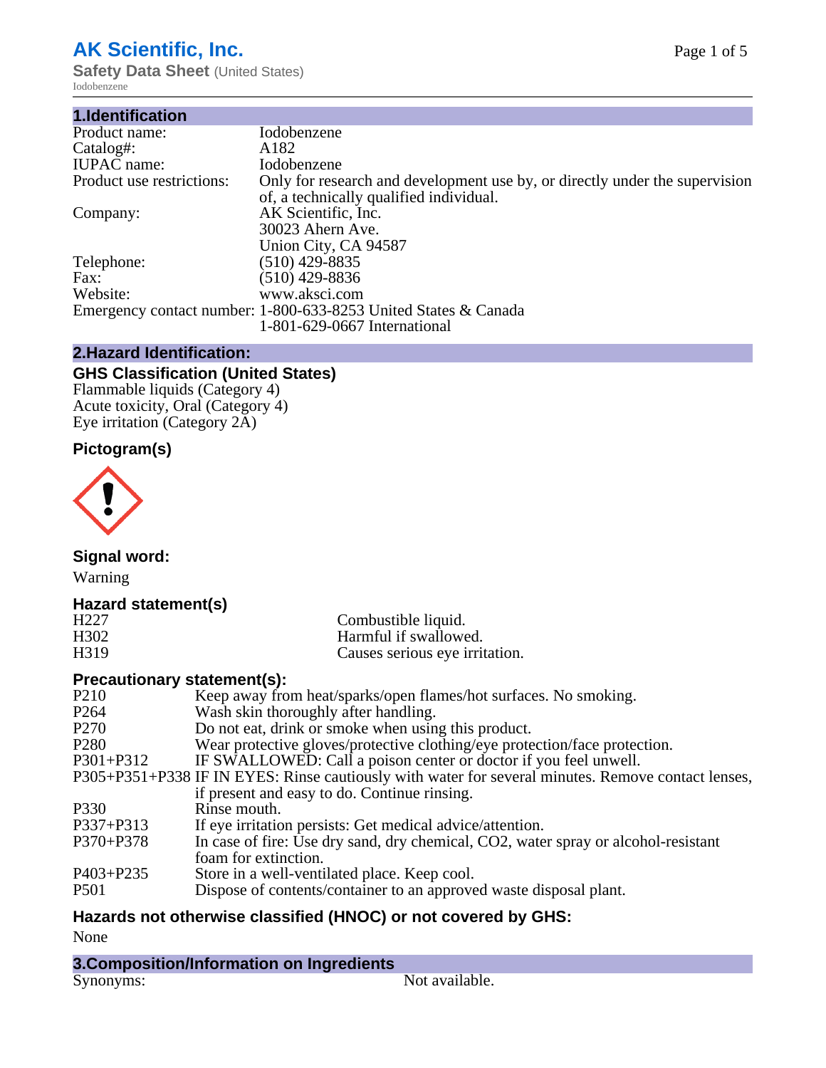# AK Scientific, Inc.

**Safety Data Sheet** (United States)

Iodobenzene

## 1.Identification

| | |
|---|---|
| Product name: | Iodobenzene |
| Catalog#: | A182 |
| IUPAC name: | Iodobenzene |
| Product use restrictions: | Only for research and development use by, or directly under the supervision of, a technically qualified individual. |
| Company: | AK Scientific, Inc.<br>30023 Ahern Ave.<br>Union City, CA 94587 |
| Telephone: | (510) 429-8835 |
| Fax: | (510) 429-8836 |
| Website: | www.aksci.com |
| Emergency contact number: | 1-800-633-8253 United States & Canada<br>1-801-629-0667 International |

## 2.Hazard Identification:

### GHS Classification (United States)

Flammable liquids (Category 4)
Acute toxicity, Oral (Category 4)
Eye irritation (Category 2A)

### Pictogram(s)

### Signal word:

Warning

### Hazard statement(s)

| | |
|---|---|
| H227 | Combustible liquid. |
| H302 | Harmful if swallowed. |
| H319 | Causes serious eye irritation. |

### Precautionary statement(s):

| | |
|---|---|
| P210 | Keep away from heat/sparks/open flames/hot surfaces. No smoking. |
| P264 | Wash skin thoroughly after handling. |
| P270 | Do not eat, drink or smoke when using this product. |
| P280 | Wear protective gloves/protective clothing/eye protection/face protection. |
| P301+P312 | IF SWALLOWED: Call a poison center or doctor if you feel unwell. |
| P305+P351+P338 | IF IN EYES: Rinse cautiously with water for several minutes. Remove contact lenses, if present and easy to do. Continue rinsing. |
| P330 | Rinse mouth. |
| P337+P313 | If eye irritation persists: Get medical advice/attention. |
| P370+P378 | In case of fire: Use dry sand, dry chemical, CO2, water spray or alcohol-resistant foam for extinction. |
| P403+P235 | Store in a well-ventilated place. Keep cool. |
| P501 | Dispose of contents/container to an approved waste disposal plant. |

### Hazards not otherwise classified (HNOC) or not covered by GHS:

None

## 3.Composition/Information on Ingredients

Synonyms: Not available.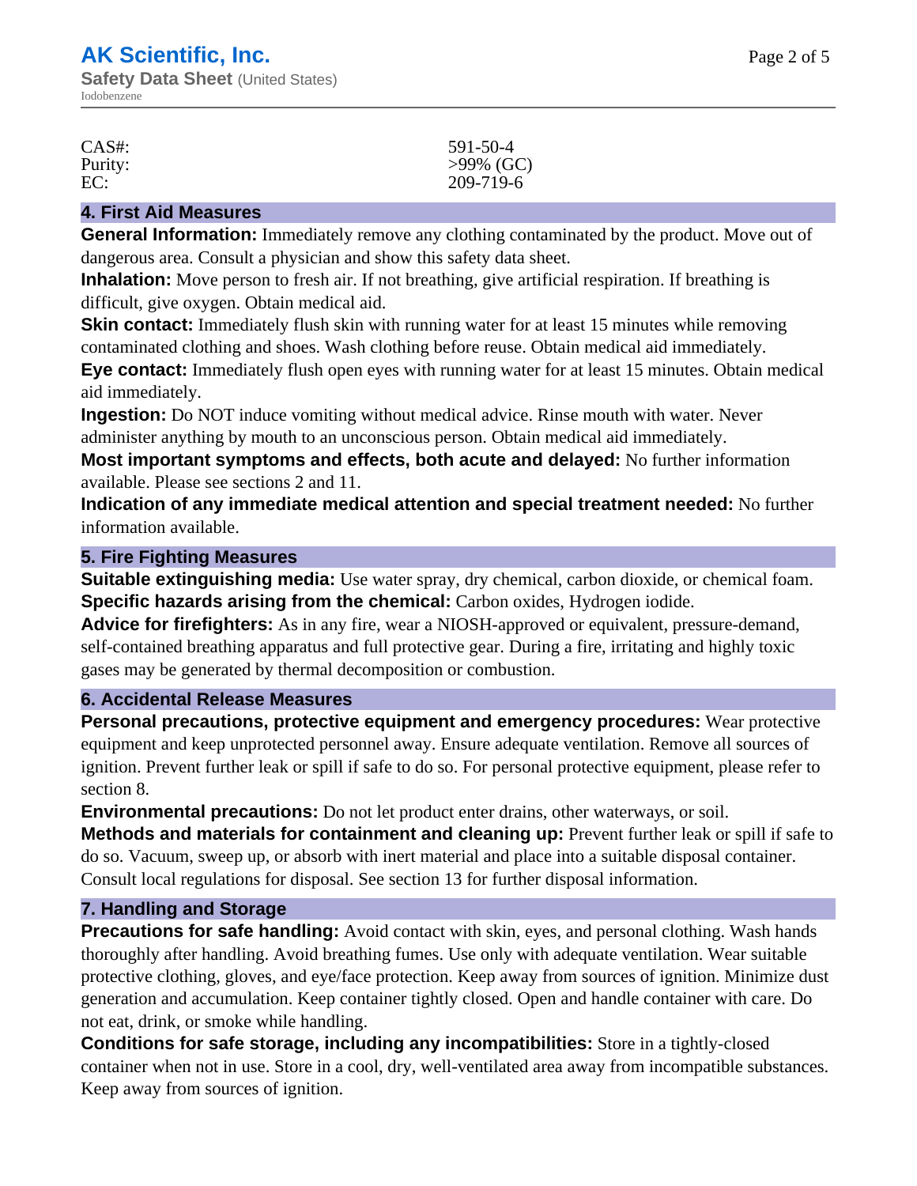| | |
|---|---|
| CAS#: | 591-50-4 |
| Purity: | >99% (GC) |
| EC: | 209-719-6 |

## 4. First Aid Measures

**General Information:** Immediately remove any clothing contaminated by the product. Move out of dangerous area. Consult a physician and show this safety data sheet.

**Inhalation:** Move person to fresh air. If not breathing, give artificial respiration. If breathing is difficult, give oxygen. Obtain medical aid.

**Skin contact:** Immediately flush skin with running water for at least 15 minutes while removing contaminated clothing and shoes. Wash clothing before reuse. Obtain medical aid immediately.

**Eye contact:** Immediately flush open eyes with running water for at least 15 minutes. Obtain medical aid immediately.

**Ingestion:** Do NOT induce vomiting without medical advice. Rinse mouth with water. Never administer anything by mouth to an unconscious person. Obtain medical aid immediately.

**Most important symptoms and effects, both acute and delayed:** No further information available. Please see sections 2 and 11.

**Indication of any immediate medical attention and special treatment needed:** No further information available.

## 5. Fire Fighting Measures

**Suitable extinguishing media:** Use water spray, dry chemical, carbon dioxide, or chemical foam.

**Specific hazards arising from the chemical:** Carbon oxides, Hydrogen iodide.

**Advice for firefighters:** As in any fire, wear a NIOSH-approved or equivalent, pressure-demand, self-contained breathing apparatus and full protective gear. During a fire, irritating and highly toxic gases may be generated by thermal decomposition or combustion.

## 6. Accidental Release Measures

**Personal precautions, protective equipment and emergency procedures:** Wear protective equipment and keep unprotected personnel away. Ensure adequate ventilation. Remove all sources of ignition. Prevent further leak or spill if safe to do so. For personal protective equipment, please refer to section 8.

**Environmental precautions:** Do not let product enter drains, other waterways, or soil.

**Methods and materials for containment and cleaning up:** Prevent further leak or spill if safe to do so. Vacuum, sweep up, or absorb with inert material and place into a suitable disposal container. Consult local regulations for disposal. See section 13 for further disposal information.

## 7. Handling and Storage

**Precautions for safe handling:** Avoid contact with skin, eyes, and personal clothing. Wash hands thoroughly after handling. Avoid breathing fumes. Use only with adequate ventilation. Wear suitable protective clothing, gloves, and eye/face protection. Keep away from sources of ignition. Minimize dust generation and accumulation. Keep container tightly closed. Open and handle container with care. Do not eat, drink, or smoke while handling.

**Conditions for safe storage, including any incompatibilities:** Store in a tightly-closed container when not in use. Store in a cool, dry, well-ventilated area away from incompatible substances. Keep away from sources of ignition.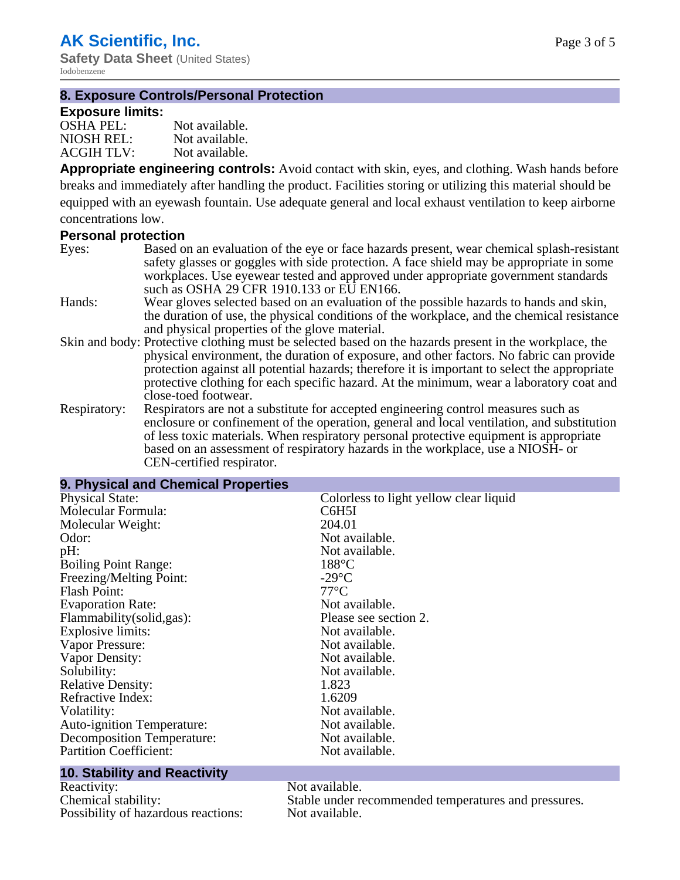## 8. Exposure Controls/Personal Protection

### Exposure limits:

| | |
|---|---|
| OSHA PEL: | Not available. |
| NIOSH REL: | Not available. |
| ACGIH TLV: | Not available. |

**Appropriate engineering controls:** Avoid contact with skin, eyes, and clothing. Wash hands before breaks and immediately after handling the product. Facilities storing or utilizing this material should be equipped with an eyewash fountain. Use adequate general and local exhaust ventilation to keep airborne concentrations low.

### Personal protection

| | |
|---|---|
| Eyes: | Based on an evaluation of the eye or face hazards present, wear chemical splash-resistant safety glasses or goggles with side protection. A face shield may be appropriate in some workplaces. Use eyewear tested and approved under appropriate government standards such as OSHA 29 CFR 1910.133 or EU EN166. |
| Hands: | Wear gloves selected based on an evaluation of the possible hazards to hands and skin, the duration of use, the physical conditions of the workplace, and the chemical resistance and physical properties of the glove material. |
| Skin and body: | Protective clothing must be selected based on the hazards present in the workplace, the physical environment, the duration of exposure, and other factors. No fabric can provide protection against all potential hazards; therefore it is important to select the appropriate protective clothing for each specific hazard. At the minimum, wear a laboratory coat and close-toed footwear. |
| Respiratory: | Respirators are not a substitute for accepted engineering control measures such as enclosure or confinement of the operation, general and local ventilation, and substitution of less toxic materials. When respiratory personal protective equipment is appropriate based on an assessment of respiratory hazards in the workplace, use a NIOSH- or CEN-certified respirator. |

## 9. Physical and Chemical Properties

| | |
|---|---|
| Physical State: | Colorless to light yellow clear liquid |
| Molecular Formula: | C6H5I |
| Molecular Weight: | 204.01 |
| Odor: | Not available. |
| pH: | Not available. |
| Boiling Point Range: | 188°C |
| Freezing/Melting Point: | -29°C |
| Flash Point: | 77°C |
| Evaporation Rate: | Not available. |
| Flammability(solid,gas): | Please see section 2. |
| Explosive limits: | Not available. |
| Vapor Pressure: | Not available. |
| Vapor Density: | Not available. |
| Solubility: | Not available. |
| Relative Density: | 1.823 |
| Refractive Index: | 1.6209 |
| Volatility: | Not available. |
| Auto-ignition Temperature: | Not available. |
| Decomposition Temperature: | Not available. |
| Partition Coefficient: | Not available. |

## 10. Stability and Reactivity

| | |
|---|---|
| Reactivity: | Not available. |
| Chemical stability: | Stable under recommended temperatures and pressures. |
| Possibility of hazardous reactions: | Not available. |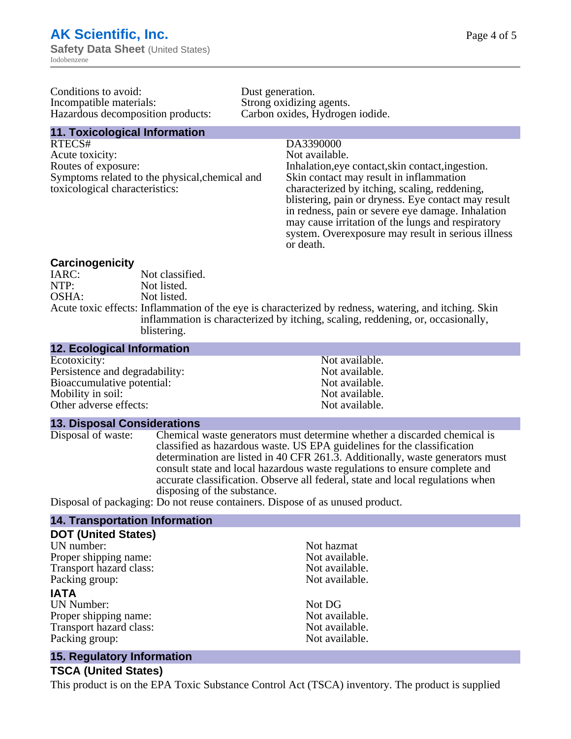| | |
|---|---|
| Conditions to avoid: | Dust generation. |
| Incompatible materials: | Strong oxidizing agents. |
| Hazardous decomposition products: | Carbon oxides, Hydrogen iodide. |

## 11. Toxicological Information

| | |
|---|---|
| RTECS# | DA3390000 |
| Acute toxicity: | Not available. |
| Routes of exposure: | Inhalation,eye contact,skin contact,ingestion. |
| Symptoms related to the physical,chemical and toxicological characteristics: | Skin contact may result in inflammation characterized by itching, scaling, reddening, blistering, pain or dryness. Eye contact may result in redness, pain or severe eye damage. Inhalation may cause irritation of the lungs and respiratory system. Overexposure may result in serious illness or death. |

### Carcinogenicity

| | |
|---|---|
| IARC: | Not classified. |
| NTP: | Not listed. |
| OSHA: | Not listed. |
| Acute toxic effects: | Inflammation of the eye is characterized by redness, watering, and itching. Skin inflammation is characterized by itching, scaling, reddening, or, occasionally, blistering. |

## 12. Ecological Information

| | |
|---|---|
| Ecotoxicity: | Not available. |
| Persistence and degradability: | Not available. |
| Bioaccumulative potential: | Not available. |
| Mobility in soil: | Not available. |
| Other adverse effects: | Not available. |

## 13. Disposal Considerations

| | |
|---|---|
| Disposal of waste: | Chemical waste generators must determine whether a discarded chemical is classified as hazardous waste. US EPA guidelines for the classification determination are listed in 40 CFR 261.3. Additionally, waste generators must consult state and local hazardous waste regulations to ensure complete and accurate classification. Observe all federal, state and local regulations when disposing of the substance. |
| Disposal of packaging: | Do not reuse containers. Dispose of as unused product. |

## 14. Transportation Information

### DOT (United States)

| | |
|---|---|
| UN number: | Not hazmat |
| Proper shipping name: | Not available. |
| Transport hazard class: | Not available. |
| Packing group: | Not available. |

### IATA

| | |
|---|---|
| UN Number: | Not DG |
| Proper shipping name: | Not available. |
| Transport hazard class: | Not available. |
| Packing group: | Not available. |

## 15. Regulatory Information

### TSCA (United States)

This product is on the EPA Toxic Substance Control Act (TSCA) inventory. The product is supplied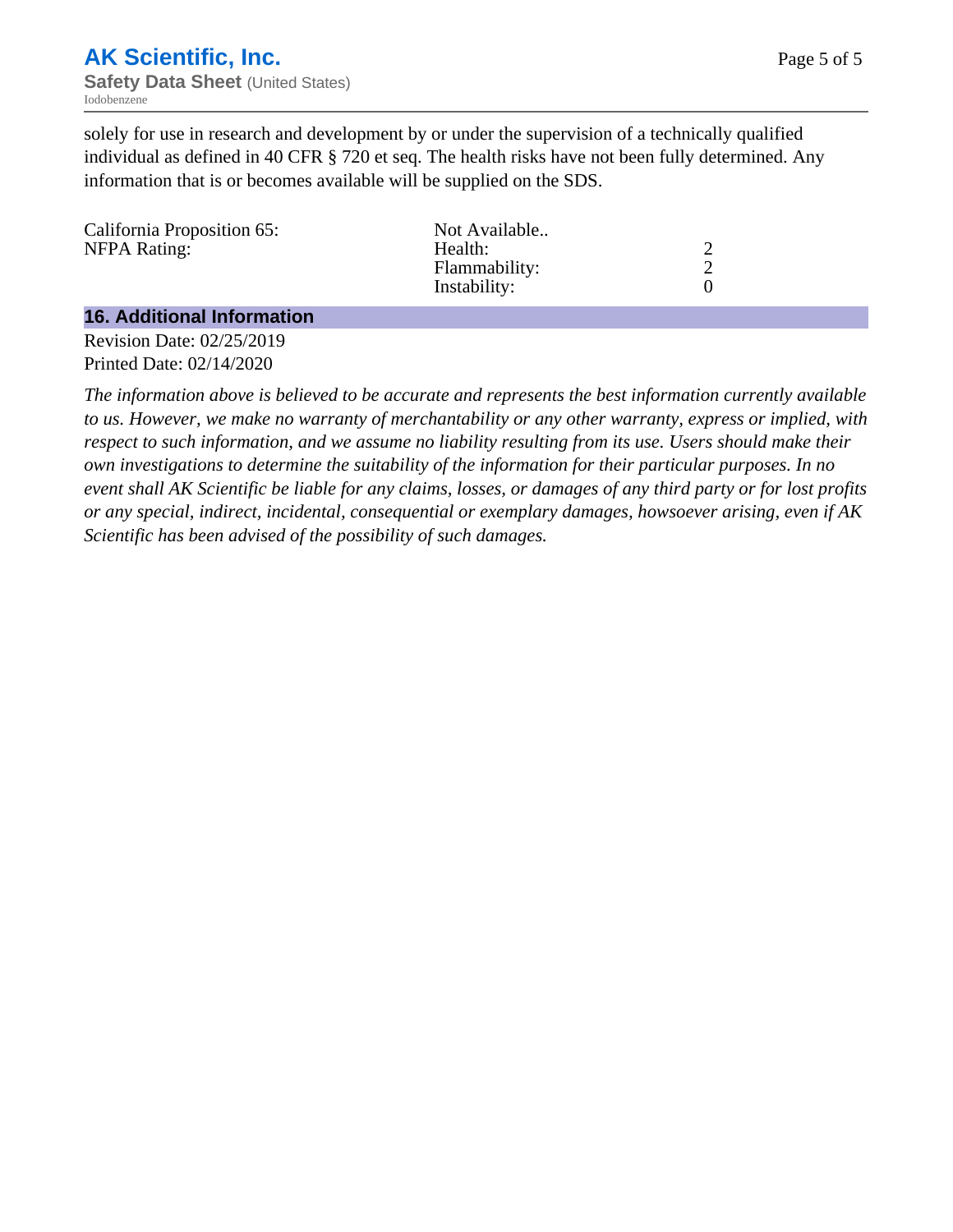solely for use in research and development by or under the supervision of a technically qualified individual as defined in 40 CFR § 720 et seq. The health risks have not been fully determined. Any information that is or becomes available will be supplied on the SDS.

| | | |
|---|---|---|
| California Proposition 65: | Not Available.. | |
| NFPA Rating: | Health: | 2 |
| | Flammability: | 2 |
| | Instability: | 0 |

## 16. Additional Information

Revision Date: 02/25/2019
Printed Date: 02/14/2020

*The information above is believed to be accurate and represents the best information currently available to us. However, we make no warranty of merchantability or any other warranty, express or implied, with respect to such information, and we assume no liability resulting from its use. Users should make their own investigations to determine the suitability of the information for their particular purposes. In no event shall AK Scientific be liable for any claims, losses, or damages of any third party or for lost profits or any special, indirect, incidental, consequential or exemplary damages, howsoever arising, even if AK Scientific has been advised of the possibility of such damages.*